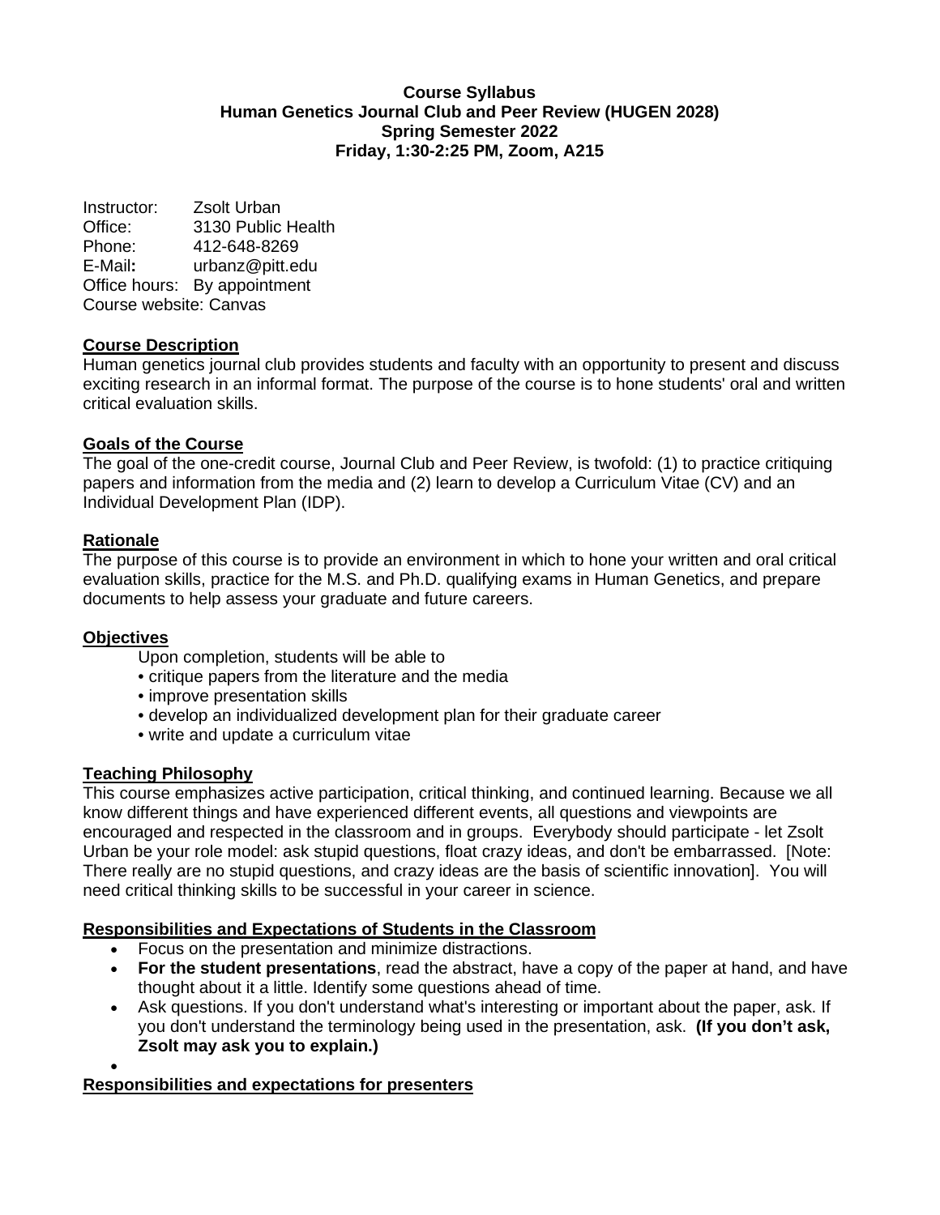**Course Syllabus**
**Human Genetics Journal Club and Peer Review (HUGEN 2028)**
**Spring Semester 2022**
**Friday, 1:30-2:25 PM, Zoom, A215**

Instructor: Zsolt Urban
Office: 3130 Public Health
Phone: 412-648-8269
E-Mail**:** urbanz@pitt.edu
Office hours: By appointment
Course website: Canvas

## Course Description

Human genetics journal club provides students and faculty with an opportunity to present and discuss exciting research in an informal format. The purpose of the course is to hone students' oral and written critical evaluation skills.

## Goals of the Course

The goal of the one-credit course, Journal Club and Peer Review, is twofold: (1) to practice critiquing papers and information from the media and (2) learn to develop a Curriculum Vitae (CV) and an Individual Development Plan (IDP).

## Rationale

The purpose of this course is to provide an environment in which to hone your written and oral critical evaluation skills, practice for the M.S. and Ph.D. qualifying exams in Human Genetics, and prepare documents to help assess your graduate and future careers.

## Objectives

Upon completion, students will be able to

- critique papers from the literature and the media
- improve presentation skills
- develop an individualized development plan for their graduate career
- write and update a curriculum vitae

## Teaching Philosophy

This course emphasizes active participation, critical thinking, and continued learning. Because we all know different things and have experienced different events, all questions and viewpoints are encouraged and respected in the classroom and in groups. Everybody should participate - let Zsolt Urban be your role model: ask stupid questions, float crazy ideas, and don't be embarrassed. [Note: There really are no stupid questions, and crazy ideas are the basis of scientific innovation]. You will need critical thinking skills to be successful in your career in science.

## Responsibilities and Expectations of Students in the Classroom

- Focus on the presentation and minimize distractions.
- **For the student presentations**, read the abstract, have a copy of the paper at hand, and have thought about it a little. Identify some questions ahead of time.
- Ask questions. If you don't understand what's interesting or important about the paper, ask. If you don't understand the terminology being used in the presentation, ask. **(If you don't ask, Zsolt may ask you to explain.)**

## Responsibilities and expectations for presenters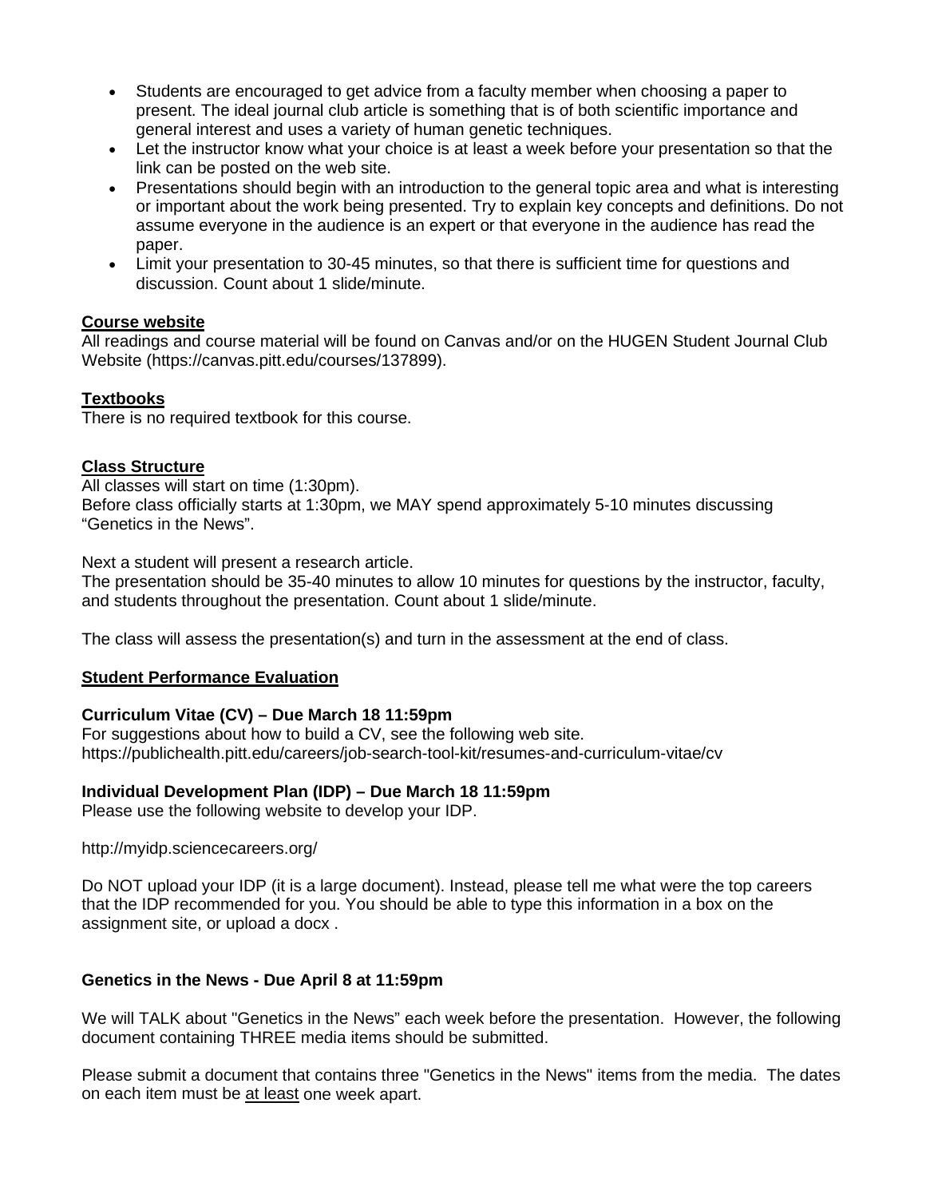- Students are encouraged to get advice from a faculty member when choosing a paper to present. The ideal journal club article is something that is of both scientific importance and general interest and uses a variety of human genetic techniques.
- Let the instructor know what your choice is at least a week before your presentation so that the link can be posted on the web site.
- Presentations should begin with an introduction to the general topic area and what is interesting or important about the work being presented. Try to explain key concepts and definitions. Do not assume everyone in the audience is an expert or that everyone in the audience has read the paper.
- Limit your presentation to 30-45 minutes, so that there is sufficient time for questions and discussion. Count about 1 slide/minute.

## Course website

All readings and course material will be found on Canvas and/or on the HUGEN Student Journal Club Website (https://canvas.pitt.edu/courses/137899).

## Textbooks

There is no required textbook for this course.

## Class Structure

All classes will start on time (1:30pm).
Before class officially starts at 1:30pm, we MAY spend approximately 5-10 minutes discussing "Genetics in the News".

Next a student will present a research article.
The presentation should be 35-40 minutes to allow 10 minutes for questions by the instructor, faculty, and students throughout the presentation. Count about 1 slide/minute.

The class will assess the presentation(s) and turn in the assessment at the end of class.

## Student Performance Evaluation

### Curriculum Vitae (CV) – Due March 18 11:59pm

For suggestions about how to build a CV, see the following web site.
https://publichealth.pitt.edu/careers/job-search-tool-kit/resumes-and-curriculum-vitae/cv

### Individual Development Plan (IDP) – Due March 18 11:59pm

Please use the following website to develop your IDP.

http://myidp.sciencecareers.org/

Do NOT upload your IDP (it is a large document). Instead, please tell me what were the top careers that the IDP recommended for you. You should be able to type this information in a box on the assignment site, or upload a docx .

### Genetics in the News - Due April 8 at 11:59pm

We will TALK about "Genetics in the News" each week before the presentation. However, the following document containing THREE media items should be submitted.

Please submit a document that contains three "Genetics in the News" items from the media. The dates on each item must be at least one week apart.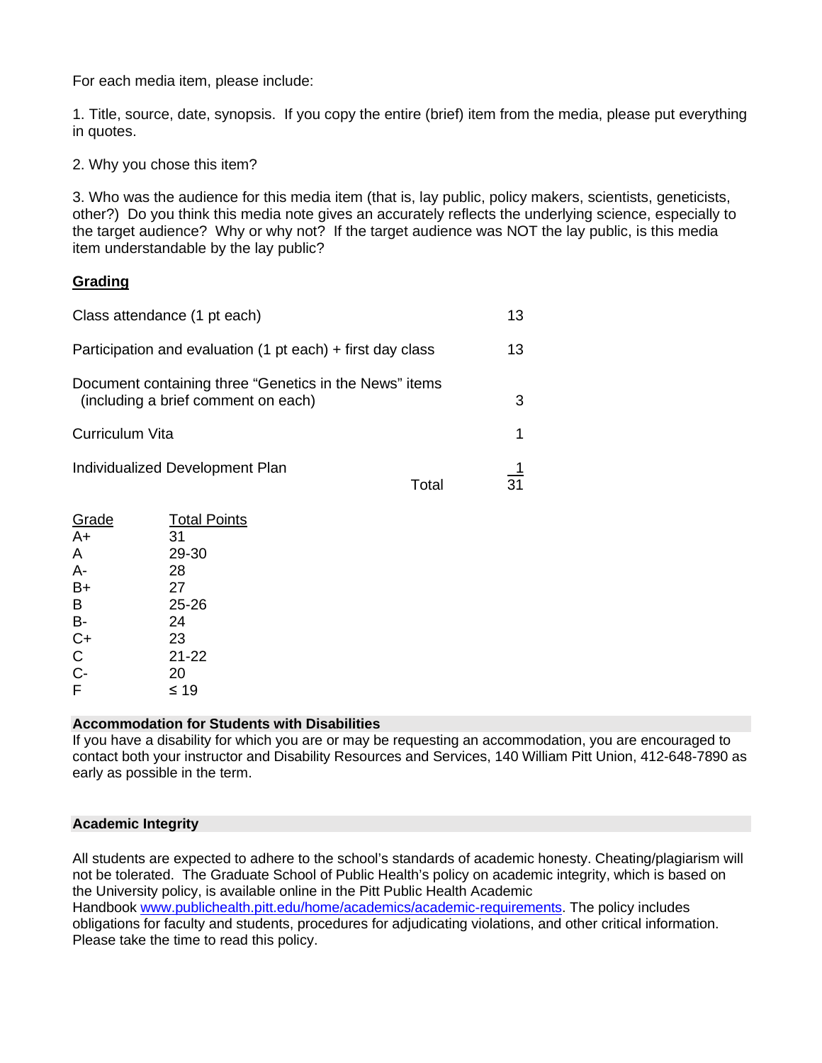For each media item, please include:

1. Title, source, date, synopsis. If you copy the entire (brief) item from the media, please put everything in quotes.

2. Why you chose this item?

3. Who was the audience for this media item (that is, lay public, policy makers, scientists, geneticists, other?) Do you think this media note gives an accurately reflects the underlying science, especially to the target audience? Why or why not? If the target audience was NOT the lay public, is this media item understandable by the lay public?

## Grading

| | |
|---|---|
| Class attendance (1 pt each) | 13 |
| Participation and evaluation (1 pt each) + first day class | 13 |
| Document containing three "Genetics in the News" items (including a brief comment on each) | 3 |
| Curriculum Vita | 1 |
| Individualized Development Plan | 1 |
| Total | 31 |

| Grade | Total Points |
|---|---|
| A+ | 31 |
| A | 29-30 |
| A- | 28 |
| B+ | 27 |
| B | 25-26 |
| B- | 24 |
| C+ | 23 |
| C | 21-22 |
| C- | 20 |
| F | ≤ 19 |

### Accommodation for Students with Disabilities

If you have a disability for which you are or may be requesting an accommodation, you are encouraged to contact both your instructor and Disability Resources and Services, 140 William Pitt Union, 412-648-7890 as early as possible in the term.

### Academic Integrity

All students are expected to adhere to the school's standards of academic honesty. Cheating/plagiarism will not be tolerated. The Graduate School of Public Health's policy on academic integrity, which is based on the University policy, is available online in the Pitt Public Health Academic Handbook www.publichealth.pitt.edu/home/academics/academic-requirements. The policy includes obligations for faculty and students, procedures for adjudicating violations, and other critical information. Please take the time to read this policy.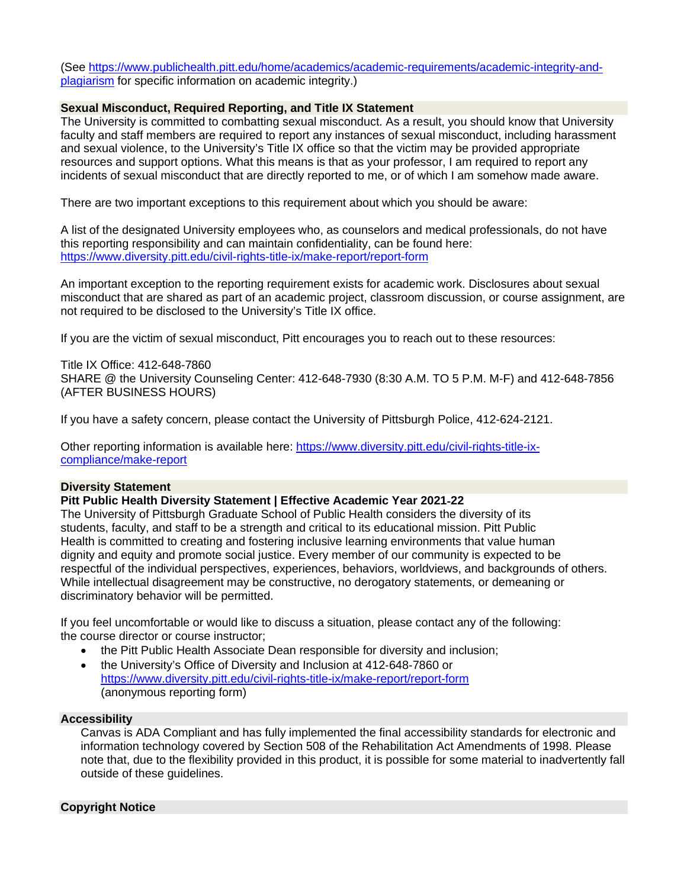(See [https://www.publichealth.pitt.edu/home/academics/academic-requirements/academic-integrity-and-plagiarism](https://www.publichealth.pitt.edu/home/academics/academic-requirements/academic-integrity-and-plagiarism) for specific information on academic integrity.)

## Sexual Misconduct, Required Reporting, and Title IX Statement

The University is committed to combatting sexual misconduct. As a result, you should know that University faculty and staff members are required to report any instances of sexual misconduct, including harassment and sexual violence, to the University's Title IX office so that the victim may be provided appropriate resources and support options. What this means is that as your professor, I am required to report any incidents of sexual misconduct that are directly reported to me, or of which I am somehow made aware.

There are two important exceptions to this requirement about which you should be aware:

A list of the designated University employees who, as counselors and medical professionals, do not have this reporting responsibility and can maintain confidentiality, can be found here: [https://www.diversity.pitt.edu/civil-rights-title-ix/make-report/report-form](https://www.diversity.pitt.edu/civil-rights-title-ix/make-report/report-form)

An important exception to the reporting requirement exists for academic work. Disclosures about sexual misconduct that are shared as part of an academic project, classroom discussion, or course assignment, are not required to be disclosed to the University's Title IX office.

If you are the victim of sexual misconduct, Pitt encourages you to reach out to these resources:

Title IX Office: 412-648-7860
SHARE @ the University Counseling Center: 412-648-7930 (8:30 A.M. TO 5 P.M. M-F) and 412-648-7856 (AFTER BUSINESS HOURS)

If you have a safety concern, please contact the University of Pittsburgh Police, 412-624-2121.

Other reporting information is available here: [https://www.diversity.pitt.edu/civil-rights-title-ix-compliance/make-report](https://www.diversity.pitt.edu/civil-rights-title-ix-compliance/make-report)

## Diversity Statement

**Pitt Public Health Diversity Statement | Effective Academic Year 2021-22**

The University of Pittsburgh Graduate School of Public Health considers the diversity of its students, faculty, and staff to be a strength and critical to its educational mission. Pitt Public Health is committed to creating and fostering inclusive learning environments that value human dignity and equity and promote social justice. Every member of our community is expected to be respectful of the individual perspectives, experiences, behaviors, worldviews, and backgrounds of others. While intellectual disagreement may be constructive, no derogatory statements, or demeaning or discriminatory behavior will be permitted.

If you feel uncomfortable or would like to discuss a situation, please contact any of the following:
the course director or course instructor;

- the Pitt Public Health Associate Dean responsible for diversity and inclusion;
- the University's Office of Diversity and Inclusion at 412-648-7860 or [https://www.diversity.pitt.edu/civil-rights-title-ix/make-report/report-form](https://www.diversity.pitt.edu/civil-rights-title-ix/make-report/report-form) (anonymous reporting form)

## Accessibility

Canvas is ADA Compliant and has fully implemented the final accessibility standards for electronic and information technology covered by Section 508 of the Rehabilitation Act Amendments of 1998. Please note that, due to the flexibility provided in this product, it is possible for some material to inadvertently fall outside of these guidelines.

## Copyright Notice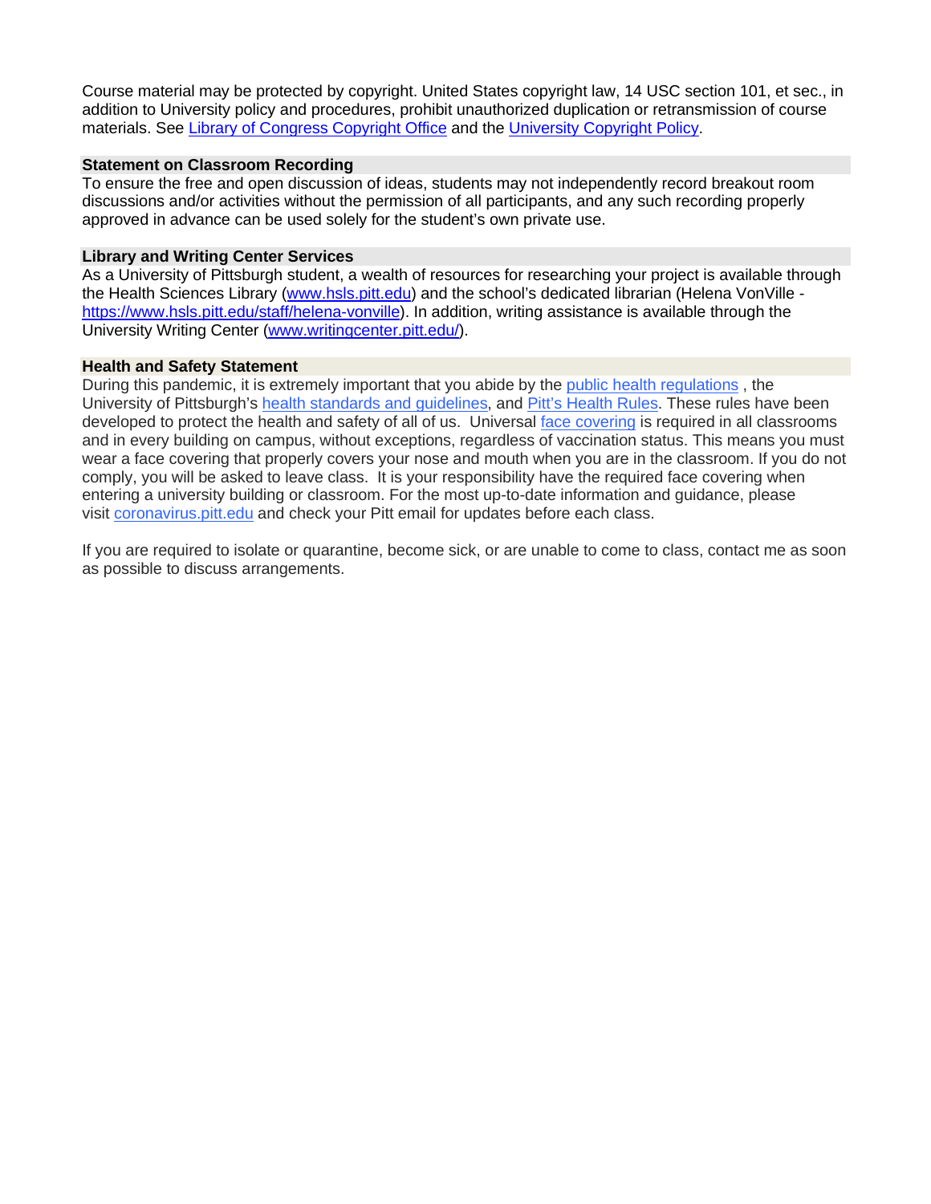Course material may be protected by copyright. United States copyright law, 14 USC section 101, et sec., in addition to University policy and procedures, prohibit unauthorized duplication or retransmission of course materials. See Library of Congress Copyright Office and the University Copyright Policy.

**Statement on Classroom Recording**

To ensure the free and open discussion of ideas, students may not independently record breakout room discussions and/or activities without the permission of all participants, and any such recording properly approved in advance can be used solely for the student's own private use.

**Library and Writing Center Services**

As a University of Pittsburgh student, a wealth of resources for researching your project is available through the Health Sciences Library (www.hsls.pitt.edu) and the school's dedicated librarian (Helena VonVille - https://www.hsls.pitt.edu/staff/helena-vonville). In addition, writing assistance is available through the University Writing Center (www.writingcenter.pitt.edu/).

**Health and Safety Statement**

During this pandemic, it is extremely important that you abide by the public health regulations , the University of Pittsburgh's health standards and guidelines, and Pitt's Health Rules. These rules have been developed to protect the health and safety of all of us. Universal face covering is required in all classrooms and in every building on campus, without exceptions, regardless of vaccination status. This means you must wear a face covering that properly covers your nose and mouth when you are in the classroom. If you do not comply, you will be asked to leave class. It is your responsibility have the required face covering when entering a university building or classroom. For the most up-to-date information and guidance, please visit coronavirus.pitt.edu and check your Pitt email for updates before each class.

If you are required to isolate or quarantine, become sick, or are unable to come to class, contact me as soon as possible to discuss arrangements.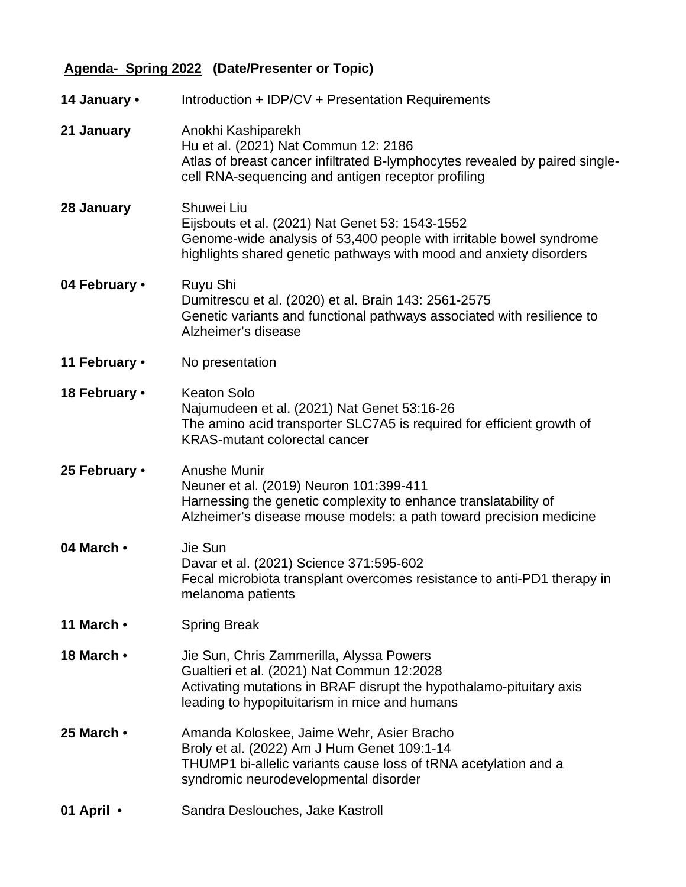**Agenda- Spring 2022 (Date/Presenter or Topic)**

| Date | Presenter or Topic |
|---|---|
| **14 January •** | Introduction + IDP/CV + Presentation Requirements |
| **21 January** | Anokhi Kashiparekh<br>Hu et al. (2021) Nat Commun 12: 2186<br>Atlas of breast cancer infiltrated B-lymphocytes revealed by paired single-cell RNA-sequencing and antigen receptor profiling |
| **28 January** | Shuwei Liu<br>Eijsbouts et al. (2021) Nat Genet 53: 1543-1552<br>Genome-wide analysis of 53,400 people with irritable bowel syndrome highlights shared genetic pathways with mood and anxiety disorders |
| **04 February •** | Ruyu Shi<br>Dumitrescu et al. (2020) et al. Brain 143: 2561-2575<br>Genetic variants and functional pathways associated with resilience to Alzheimer's disease |
| **11 February •** | No presentation |
| **18 February •** | Keaton Solo<br>Najumudeen et al. (2021) Nat Genet 53:16-26<br>The amino acid transporter SLC7A5 is required for efficient growth of KRAS-mutant colorectal cancer |
| **25 February •** | Anushe Munir<br>Neuner et al. (2019) Neuron 101:399-411<br>Harnessing the genetic complexity to enhance translatability of Alzheimer's disease mouse models: a path toward precision medicine |
| **04 March •** | Jie Sun<br>Davar et al. (2021) Science 371:595-602<br>Fecal microbiota transplant overcomes resistance to anti-PD1 therapy in melanoma patients |
| **11 March •** | Spring Break |
| **18 March •** | Jie Sun, Chris Zammerilla, Alyssa Powers<br>Gualtieri et al. (2021) Nat Commun 12:2028<br>Activating mutations in BRAF disrupt the hypothalamo-pituitary axis leading to hypopituitarism in mice and humans |
| **25 March •** | Amanda Koloskee, Jaime Wehr, Asier Bracho<br>Broly et al. (2022) Am J Hum Genet 109:1-14<br>THUMP1 bi-allelic variants cause loss of tRNA acetylation and a syndromic neurodevelopmental disorder |
| **01 April •** | Sandra Deslouches, Jake Kastroll |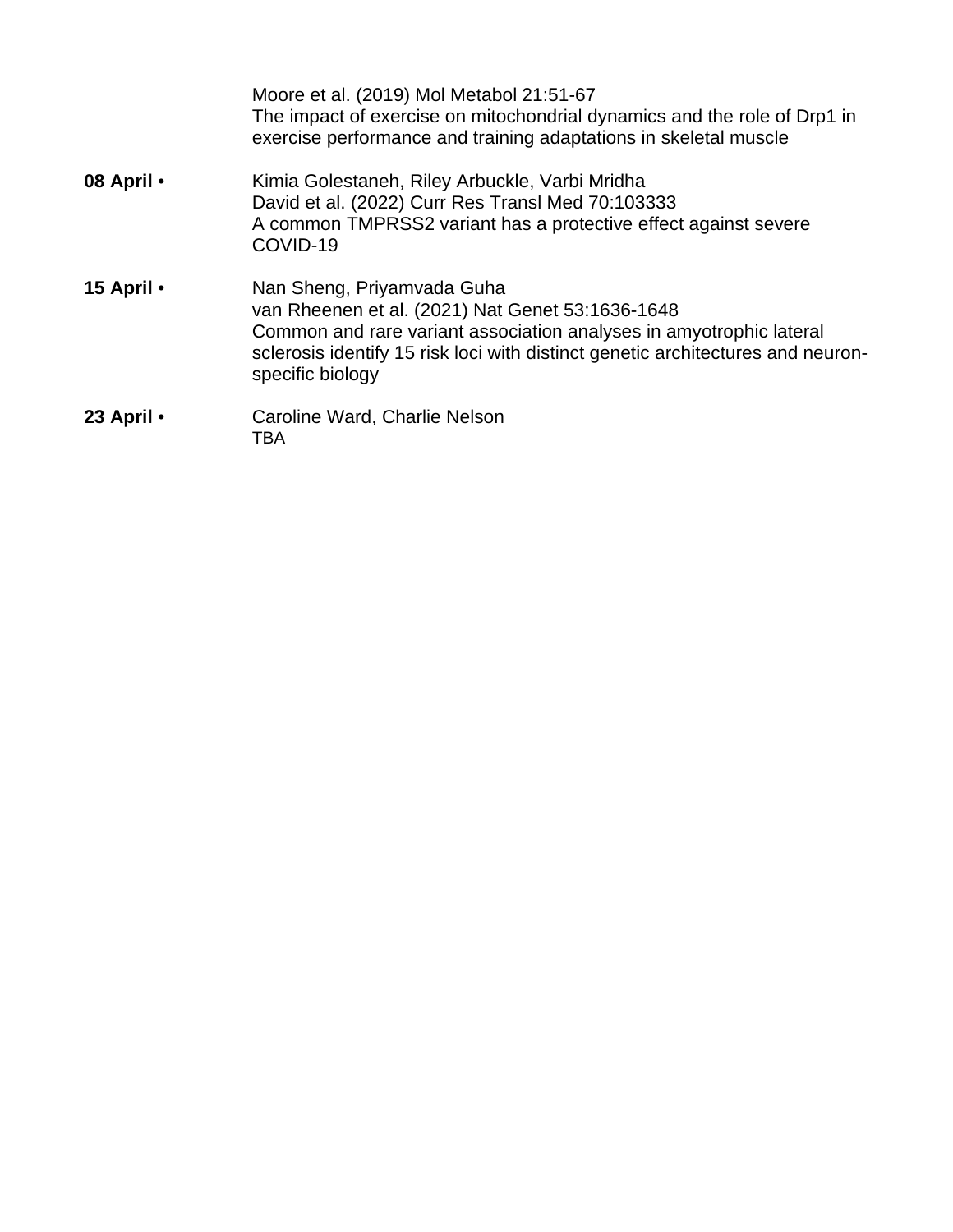Moore et al. (2019) Mol Metabol 21:51-67
The impact of exercise on mitochondrial dynamics and the role of Drp1 in exercise performance and training adaptations in skeletal muscle

**08 April •** Kimia Golestaneh, Riley Arbuckle, Varbi Mridha
David et al. (2022) Curr Res Transl Med 70:103333
A common TMPRSS2 variant has a protective effect against severe COVID-19

**15 April •** Nan Sheng, Priyamvada Guha
van Rheenen et al. (2021) Nat Genet 53:1636-1648
Common and rare variant association analyses in amyotrophic lateral sclerosis identify 15 risk loci with distinct genetic architectures and neuron-specific biology

**23 April •** Caroline Ward, Charlie Nelson
TBA